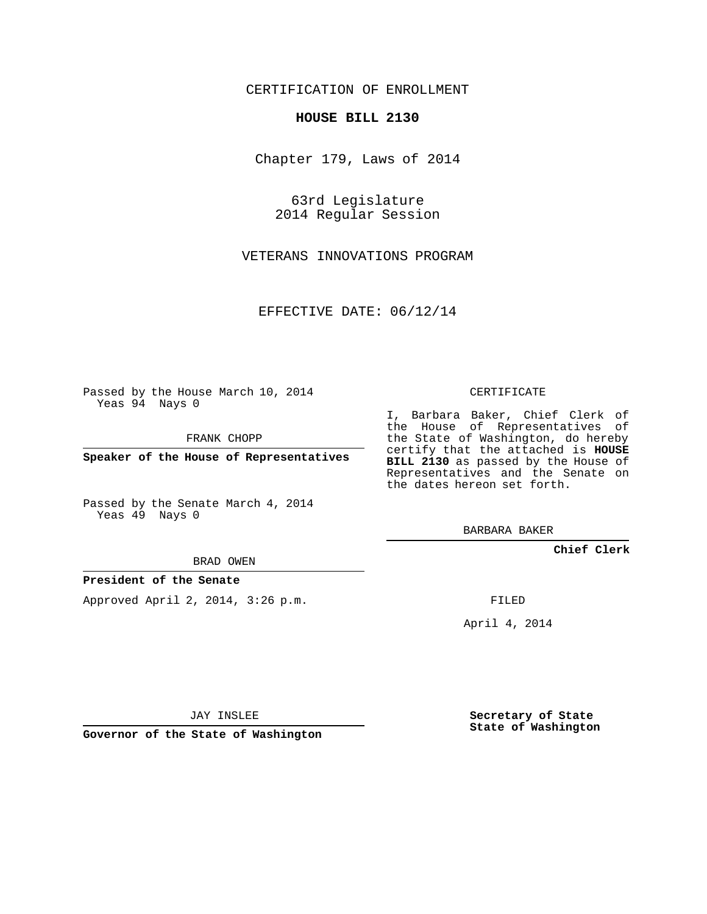CERTIFICATION OF ENROLLMENT

**HOUSE BILL 2130**

Chapter 179, Laws of 2014

63rd Legislature
2014 Regular Session

VETERANS INNOVATIONS PROGRAM

EFFECTIVE DATE: 06/12/14

Passed by the House March 10, 2014
Yeas 94 Nays 0

FRANK CHOPP

**Speaker of the House of Representatives**

Passed by the Senate March 4, 2014
Yeas 49 Nays 0

BRAD OWEN

**President of the Senate**

Approved April 2, 2014, 3:26 p.m.

JAY INSLEE

**Governor of the State of Washington**

CERTIFICATE

I, Barbara Baker, Chief Clerk of the House of Representatives of the State of Washington, do hereby certify that the attached is **HOUSE BILL 2130** as passed by the House of Representatives and the Senate on the dates hereon set forth.

BARBARA BAKER

**Chief Clerk**

FILED

April 4, 2014

**Secretary of State**
**State of Washington**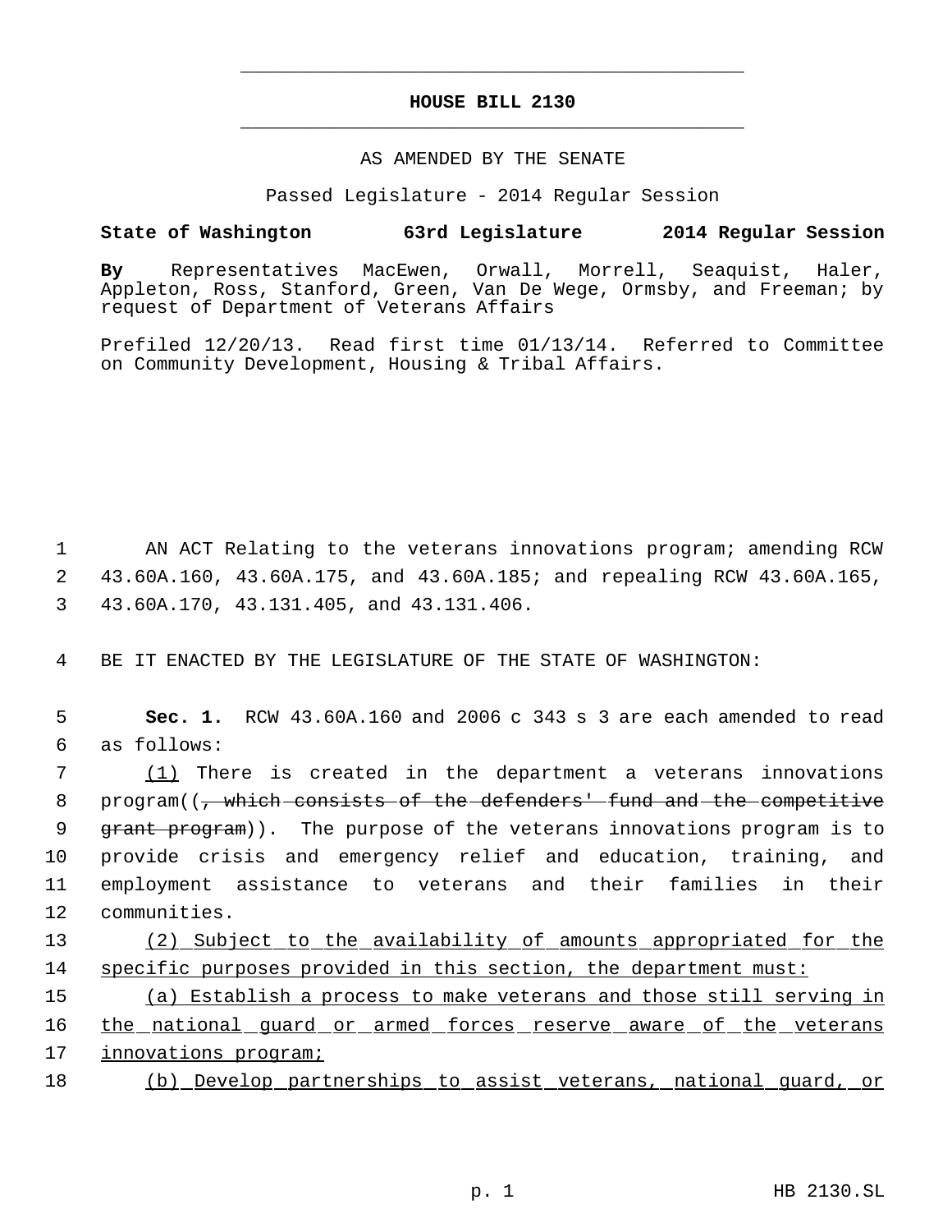# HOUSE BILL 2130

AS AMENDED BY THE SENATE

Passed Legislature - 2014 Regular Session

**State of Washington 63rd Legislature 2014 Regular Session**

**By** Representatives MacEwen, Orwall, Morrell, Seaquist, Haler, Appleton, Ross, Stanford, Green, Van De Wege, Ormsby, and Freeman; by request of Department of Veterans Affairs

Prefiled 12/20/13. Read first time 01/13/14. Referred to Committee on Community Development, Housing & Tribal Affairs.

1 AN ACT Relating to the veterans innovations program; amending RCW
2 43.60A.160, 43.60A.175, and 43.60A.185; and repealing RCW 43.60A.165,
3 43.60A.170, 43.131.405, and 43.131.406.

4 BE IT ENACTED BY THE LEGISLATURE OF THE STATE OF WASHINGTON:

5 **Sec. 1.** RCW 43.60A.160 and 2006 c 343 s 3 are each amended to read
6 as follows:

7 (1) There is created in the department a veterans innovations
8 program((~~, which consists of the defenders' fund and the competitive~~
9 ~~grant program~~)). The purpose of the veterans innovations program is to
10 provide crisis and emergency relief and education, training, and
11 employment assistance to veterans and their families in their
12 communities.

13 (2) Subject to the availability of amounts appropriated for the
14 specific purposes provided in this section, the department must:

15 (a) Establish a process to make veterans and those still serving in
16 the national guard or armed forces reserve aware of the veterans
17 innovations program;

18 (b) Develop partnerships to assist veterans, national guard, or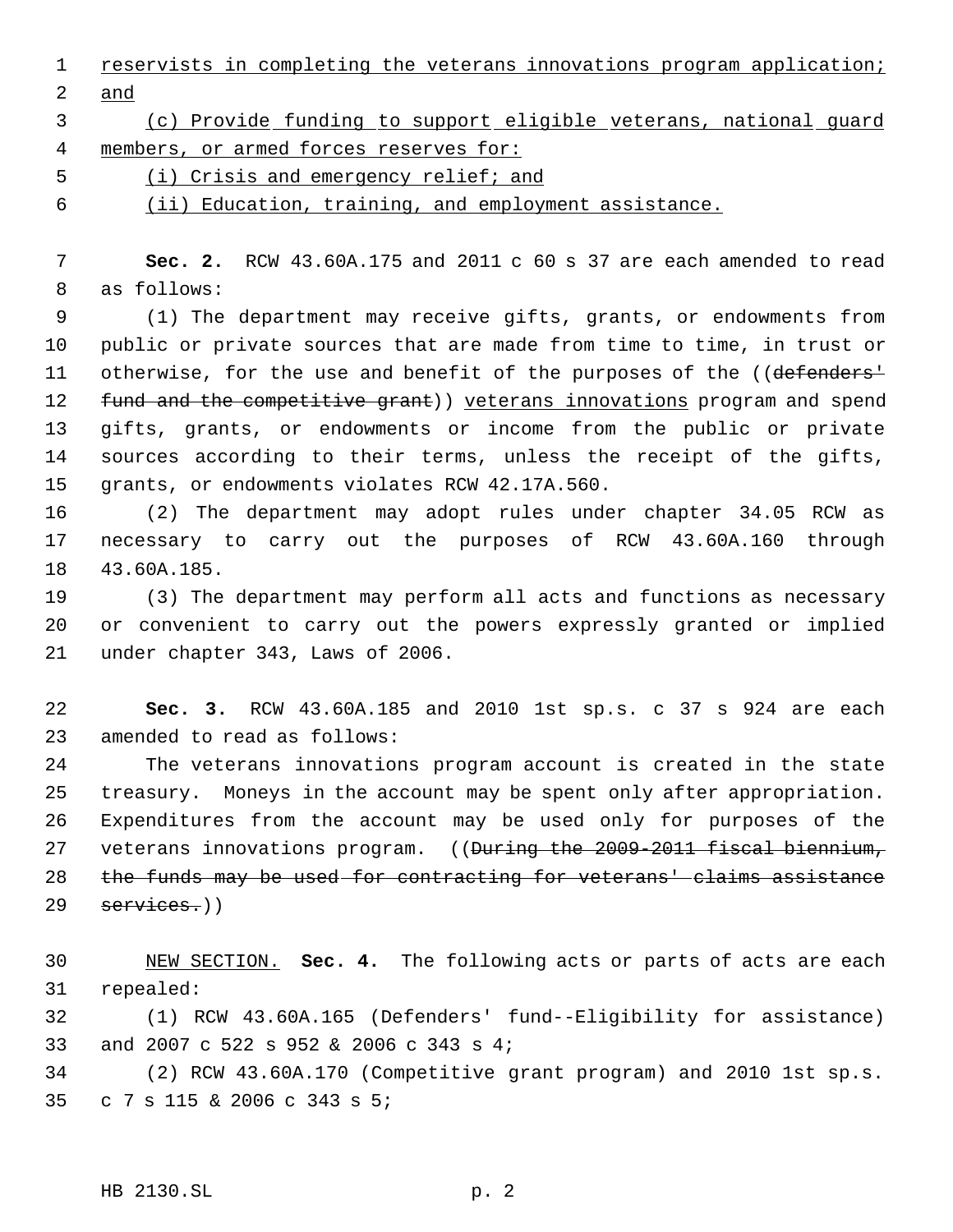reservists in completing the veterans innovations program application; and

(c) Provide funding to support eligible veterans, national guard members, or armed forces reserves for:

(i) Crisis and emergency relief; and

(ii) Education, training, and employment assistance.

**Sec. 2.** RCW 43.60A.175 and 2011 c 60 s 37 are each amended to read as follows:

(1) The department may receive gifts, grants, or endowments from public or private sources that are made from time to time, in trust or otherwise, for the use and benefit of the purposes of the ((~~defenders' fund and the competitive grant~~)) veterans innovations program and spend gifts, grants, or endowments or income from the public or private sources according to their terms, unless the receipt of the gifts, grants, or endowments violates RCW 42.17A.560.

(2) The department may adopt rules under chapter 34.05 RCW as necessary to carry out the purposes of RCW 43.60A.160 through 43.60A.185.

(3) The department may perform all acts and functions as necessary or convenient to carry out the powers expressly granted or implied under chapter 343, Laws of 2006.

**Sec. 3.** RCW 43.60A.185 and 2010 1st sp.s. c 37 s 924 are each amended to read as follows:

The veterans innovations program account is created in the state treasury. Moneys in the account may be spent only after appropriation. Expenditures from the account may be used only for purposes of the veterans innovations program. ((~~During the 2009-2011 fiscal biennium, the funds may be used for contracting for veterans' claims assistance services.~~))

NEW SECTION. **Sec. 4.** The following acts or parts of acts are each repealed:

(1) RCW 43.60A.165 (Defenders' fund--Eligibility for assistance) and 2007 c 522 s 952 & 2006 c 343 s 4;

(2) RCW 43.60A.170 (Competitive grant program) and 2010 1st sp.s. c 7 s 115 & 2006 c 343 s 5;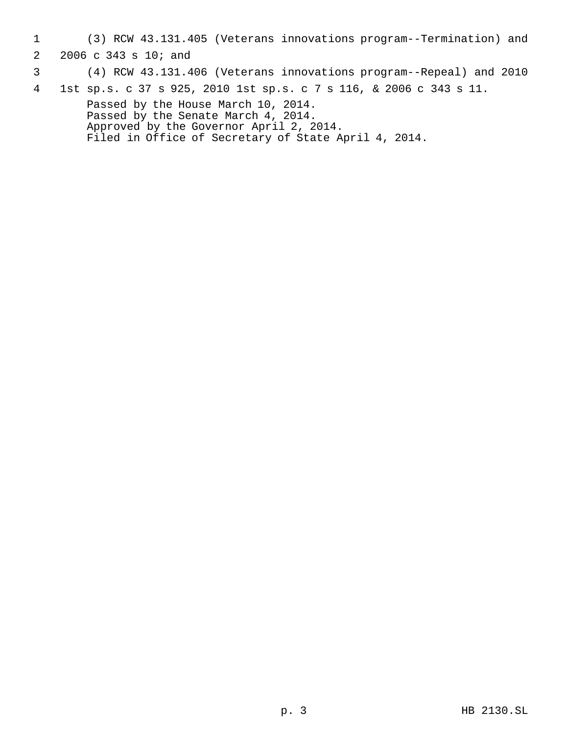(3) RCW 43.131.405 (Veterans innovations program--Termination) and 2006 c 343 s 10; and

(4) RCW 43.131.406 (Veterans innovations program--Repeal) and 2010 1st sp.s. c 37 s 925, 2010 1st sp.s. c 7 s 116, & 2006 c 343 s 11.

Passed by the House March 10, 2014.
Passed by the Senate March 4, 2014.
Approved by the Governor April 2, 2014.
Filed in Office of Secretary of State April 4, 2014.